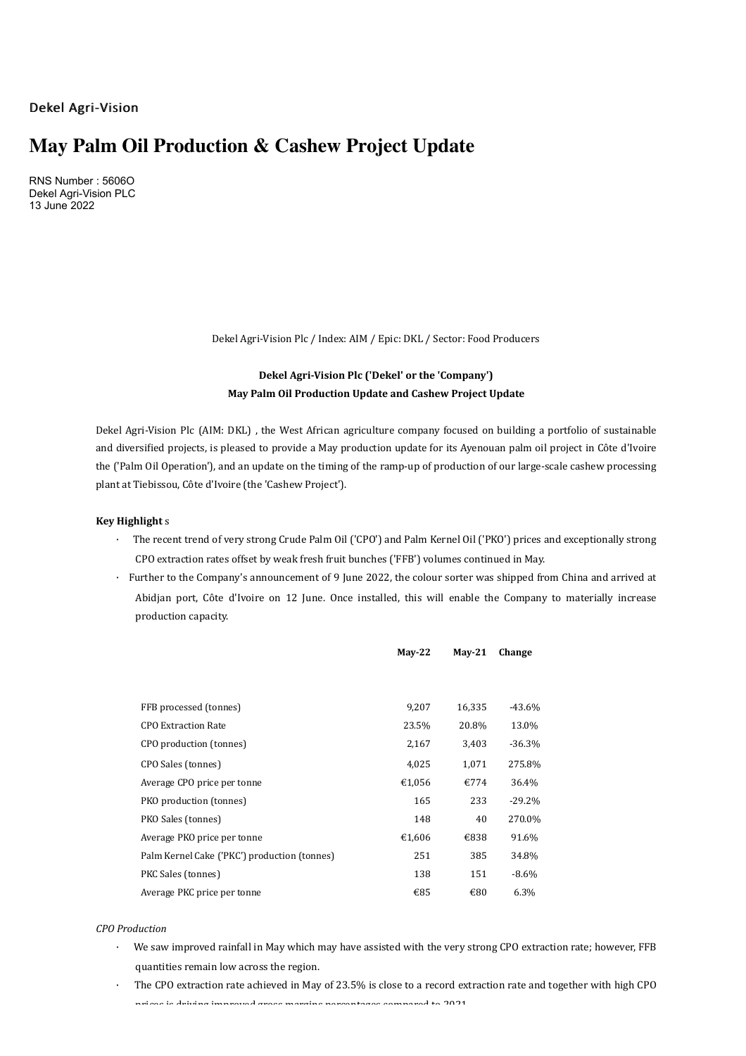Dekel Agri-Vision

# May Palm Oil Production & Cashew Project Update

RNS Number : 5606O
Dekel Agri-Vision PLC
13 June 2022

Dekel Agri-Vision Plc / Index: AIM / Epic: DKL / Sector: Food Producers

**Dekel Agri-Vision Plc ('Dekel' or the 'Company')**
**May Palm Oil Production Update and Cashew Project Update**

Dekel Agri-Vision Plc (AIM: DKL) , the West African agriculture company focused on building a portfolio of sustainable and diversified projects, is pleased to provide a May production update for its Ayenouan palm oil project in Côte d'Ivoire the ('Palm Oil Operation'), and an update on the timing of the ramp-up of production of our large-scale cashew processing plant at Tiebissou, Côte d'Ivoire (the 'Cashew Project').

**Key Highlight** s

- The recent trend of very strong Crude Palm Oil ('CPO') and Palm Kernel Oil ('PKO') prices and exceptionally strong CPO extraction rates offset by weak fresh fruit bunches ('FFB') volumes continued in May.
- Further to the Company's announcement of 9 June 2022, the colour sorter was shipped from China and arrived at Abidjan port, Côte d'Ivoire on 12 June. Once installed, this will enable the Company to materially increase production capacity.

| | May-22 | May-21 | Change |
|---|---|---|---|
| FFB processed (tonnes) | 9,207 | 16,335 | -43.6% |
| CPO Extraction Rate | 23.5% | 20.8% | 13.0% |
| CPO production (tonnes) | 2,167 | 3,403 | -36.3% |
| CPO Sales (tonnes) | 4,025 | 1,071 | 275.8% |
| Average CPO price per tonne | €1,056 | €774 | 36.4% |
| PKO production (tonnes) | 165 | 233 | -29.2% |
| PKO Sales (tonnes) | 148 | 40 | 270.0% |
| Average PKO price per tonne | €1,606 | €838 | 91.6% |
| Palm Kernel Cake ('PKC') production (tonnes) | 251 | 385 | 34.8% |
| PKC Sales (tonnes) | 138 | 151 | -8.6% |
| Average PKC price per tonne | €85 | €80 | 6.3% |

*CPO Production*

- We saw improved rainfall in May which may have assisted with the very strong CPO extraction rate; however, FFB quantities remain low across the region.
- The CPO extraction rate achieved in May of 23.5% is close to a record extraction rate and together with high CPO prices is driving improved gross margins percentages compared to 2021.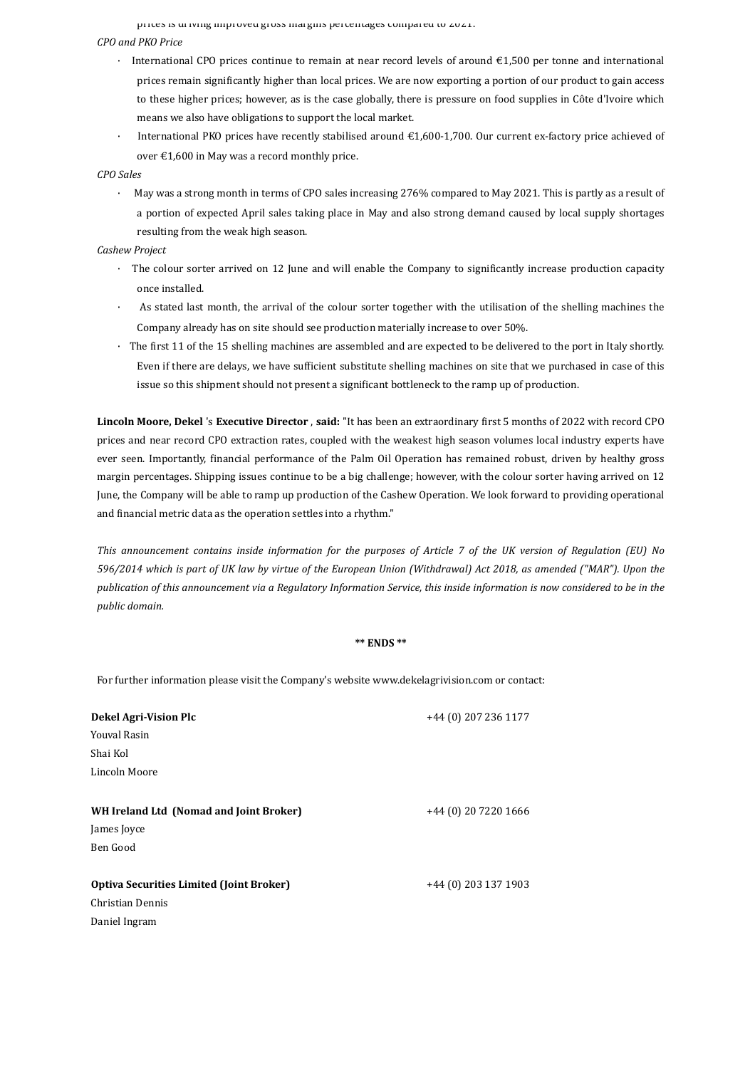prices is driving improved gross margins percentages compared to 2021.

*CPO and PKO Price*

- International CPO prices continue to remain at near record levels of around €1,500 per tonne and international prices remain significantly higher than local prices. We are now exporting a portion of our product to gain access to these higher prices; however, as is the case globally, there is pressure on food supplies in Côte d'Ivoire which means we also have obligations to support the local market.
- International PKO prices have recently stabilised around €1,600-1,700. Our current ex-factory price achieved of over €1,600 in May was a record monthly price.

*CPO Sales*

- May was a strong month in terms of CPO sales increasing 276% compared to May 2021. This is partly as a result of a portion of expected April sales taking place in May and also strong demand caused by local supply shortages resulting from the weak high season.

*Cashew Project*

- The colour sorter arrived on 12 June and will enable the Company to significantly increase production capacity once installed.
- As stated last month, the arrival of the colour sorter together with the utilisation of the shelling machines the Company already has on site should see production materially increase to over 50%.
- The first 11 of the 15 shelling machines are assembled and are expected to be delivered to the port in Italy shortly. Even if there are delays, we have sufficient substitute shelling machines on site that we purchased in case of this issue so this shipment should not present a significant bottleneck to the ramp up of production.

**Lincoln Moore, Dekel**'s **Executive Director**, **said:** "It has been an extraordinary first 5 months of 2022 with record CPO prices and near record CPO extraction rates, coupled with the weakest high season volumes local industry experts have ever seen. Importantly, financial performance of the Palm Oil Operation has remained robust, driven by healthy gross margin percentages. Shipping issues continue to be a big challenge; however, with the colour sorter having arrived on 12 June, the Company will be able to ramp up production of the Cashew Operation. We look forward to providing operational and financial metric data as the operation settles into a rhythm."

*This announcement contains inside information for the purposes of Article 7 of the UK version of Regulation (EU) No 596/2014 which is part of UK law by virtue of the European Union (Withdrawal) Act 2018, as amended ("MAR"). Upon the publication of this announcement via a Regulatory Information Service, this inside information is now considered to be in the public domain.*

**\*\* ENDS \*\***

For further information please visit the Company's website www.dekelagrivision.com or contact:

| | |
|---|---|
| **Dekel Agri-Vision Plc** | +44 (0) 207 236 1177 |
| Youval Rasin | |
| Shai Kol | |
| Lincoln Moore | |
| | |
| **WH Ireland Ltd (Nomad and Joint Broker)** | +44 (0) 20 7220 1666 |
| James Joyce | |
| Ben Good | |
| | |
| **Optiva Securities Limited (Joint Broker)** | +44 (0) 203 137 1903 |
| Christian Dennis | |
| Daniel Ingram | |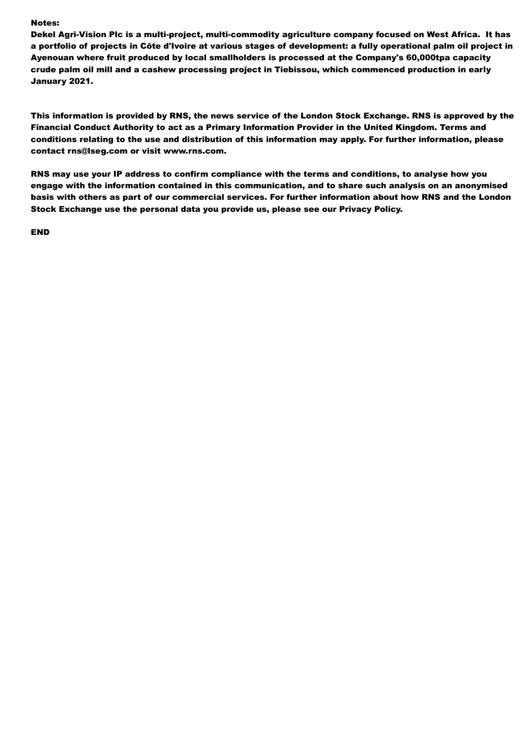**Notes:**

**Dekel Agri-Vision Plc is a multi-project, multi-commodity agriculture company focused on West Africa. It has a portfolio of projects in Côte d'Ivoire at various stages of development: a fully operational palm oil project in Ayenouan where fruit produced by local smallholders is processed at the Company's 60,000tpa capacity crude palm oil mill and a cashew processing project in Tiebissou, which commenced production in early January 2021.**

**This information is provided by RNS, the news service of the London Stock Exchange. RNS is approved by the Financial Conduct Authority to act as a Primary Information Provider in the United Kingdom. Terms and conditions relating to the use and distribution of this information may apply. For further information, please contact rns@lseg.com or visit www.rns.com.**

**RNS may use your IP address to confirm compliance with the terms and conditions, to analyse how you engage with the information contained in this communication, and to share such analysis on an anonymised basis with others as part of our commercial services. For further information about how RNS and the London Stock Exchange use the personal data you provide us, please see our Privacy Policy.**

**END**